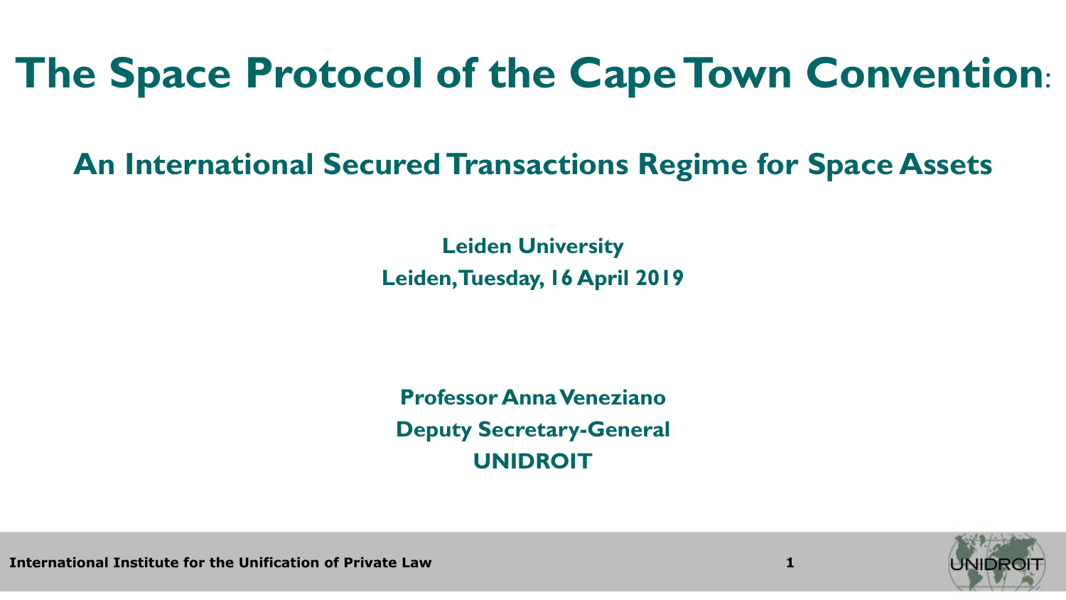# The Space Protocol of the Cape Town Convention:

## An International Secured Transactions Regime for Space Assets

**Leiden University**
**Leiden, Tuesday, 16 April 2019**

**Professor Anna Veneziano**
**Deputy Secretary-General**
**UNIDROIT**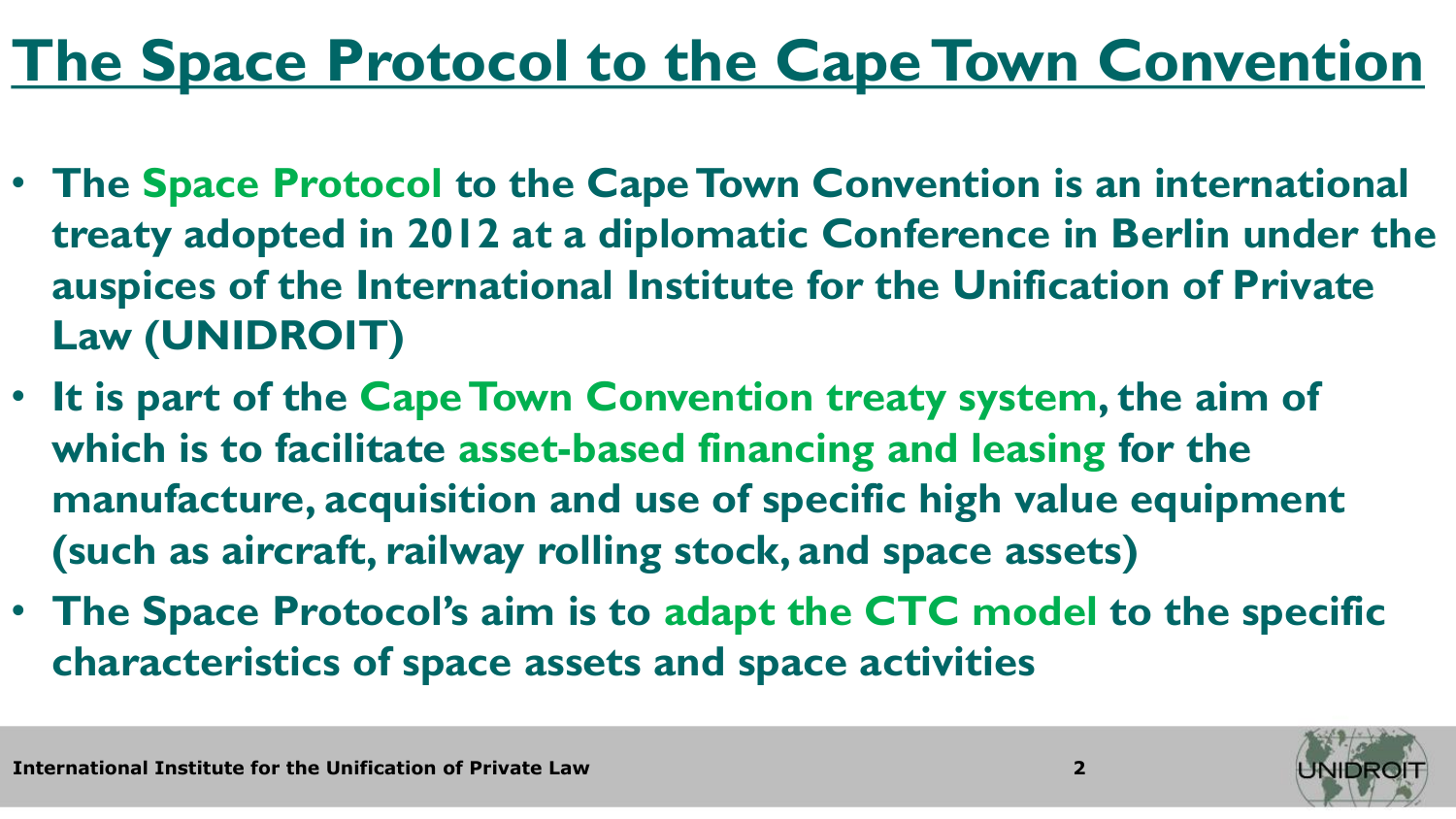# The Space Protocol to the Cape Town Convention

- **The Space Protocol to the Cape Town Convention is an international treaty adopted in 2012 at a diplomatic Conference in Berlin under the auspices of the International Institute for the Unification of Private Law (UNIDROIT)**
- **It is part of the Cape Town Convention treaty system, the aim of which is to facilitate asset-based financing and leasing for the manufacture, acquisition and use of specific high value equipment (such as aircraft, railway rolling stock, and space assets)**
- **The Space Protocol's aim is to adapt the CTC model to the specific characteristics of space assets and space activities**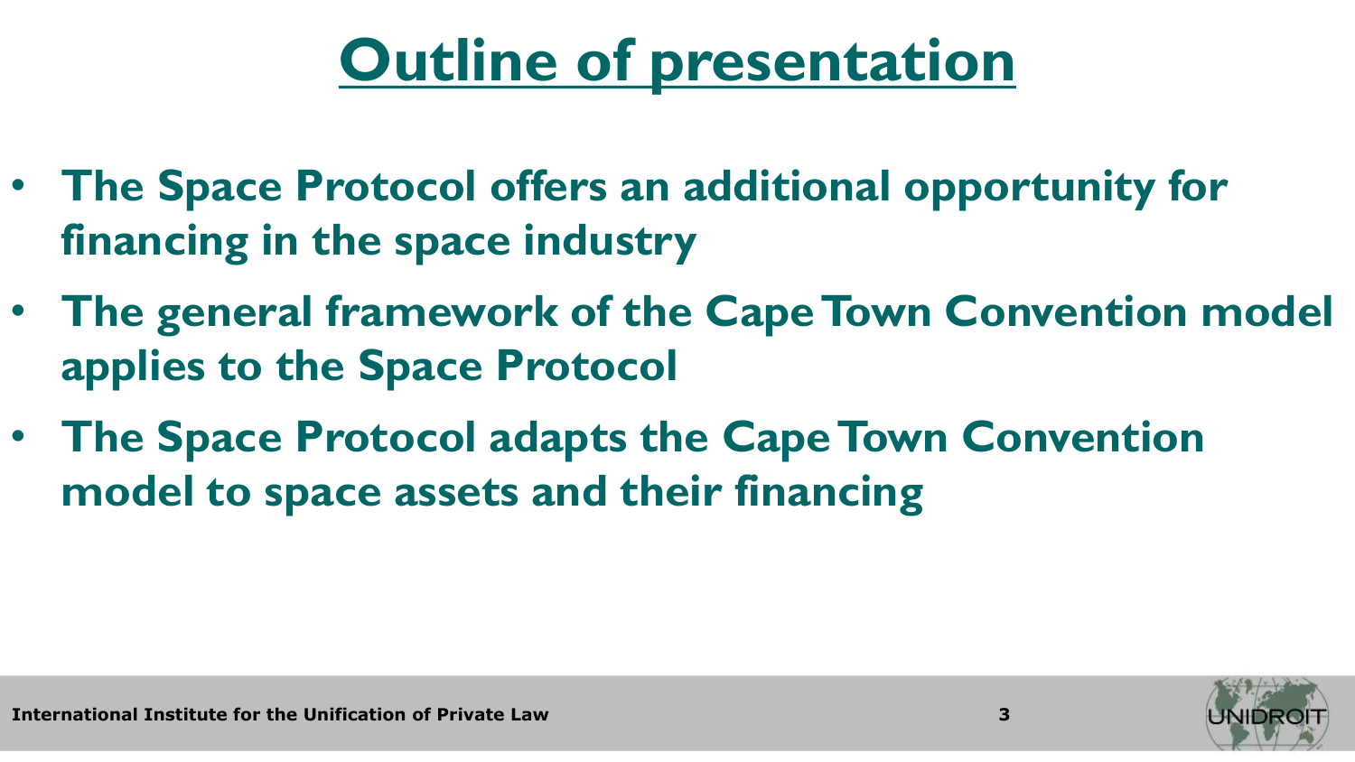# Outline of presentation

- **The Space Protocol offers an additional opportunity for financing in the space industry**
- **The general framework of the Cape Town Convention model applies to the Space Protocol**
- **The Space Protocol adapts the Cape Town Convention model to space assets and their financing**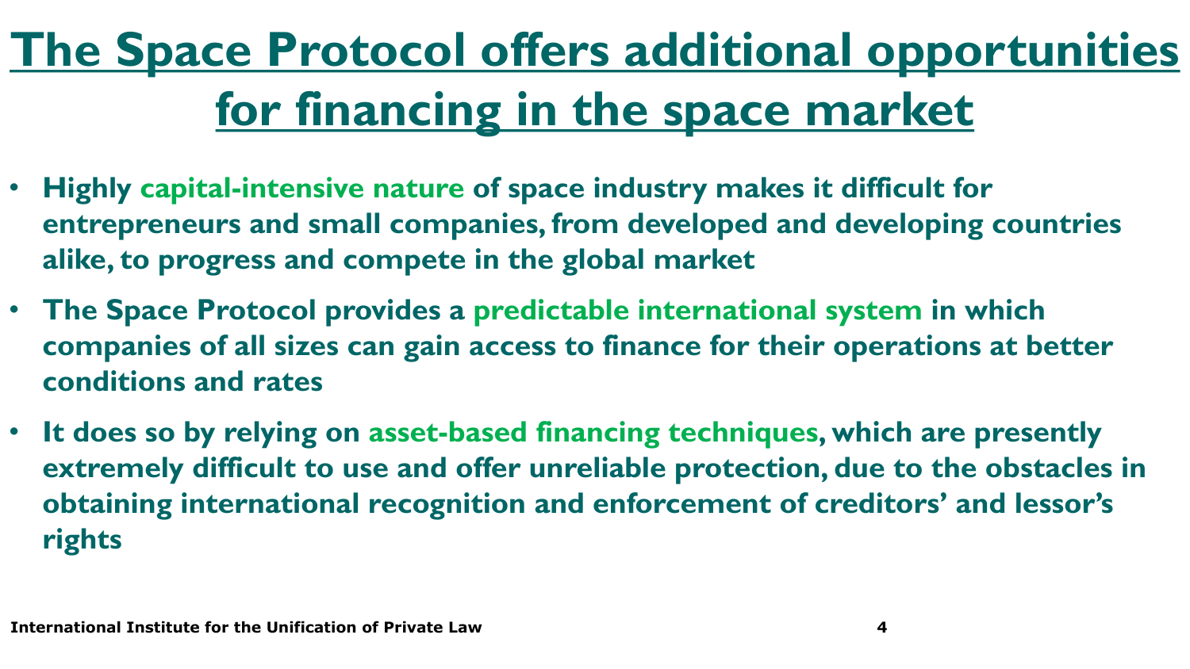# The Space Protocol offers additional opportunities for financing in the space market

- **Highly capital-intensive nature of space industry makes it difficult for entrepreneurs and small companies, from developed and developing countries alike, to progress and compete in the global market**
- **The Space Protocol provides a predictable international system in which companies of all sizes can gain access to finance for their operations at better conditions and rates**
- **It does so by relying on asset-based financing techniques, which are presently extremely difficult to use and offer unreliable protection, due to the obstacles in obtaining international recognition and enforcement of creditors' and lessor's rights**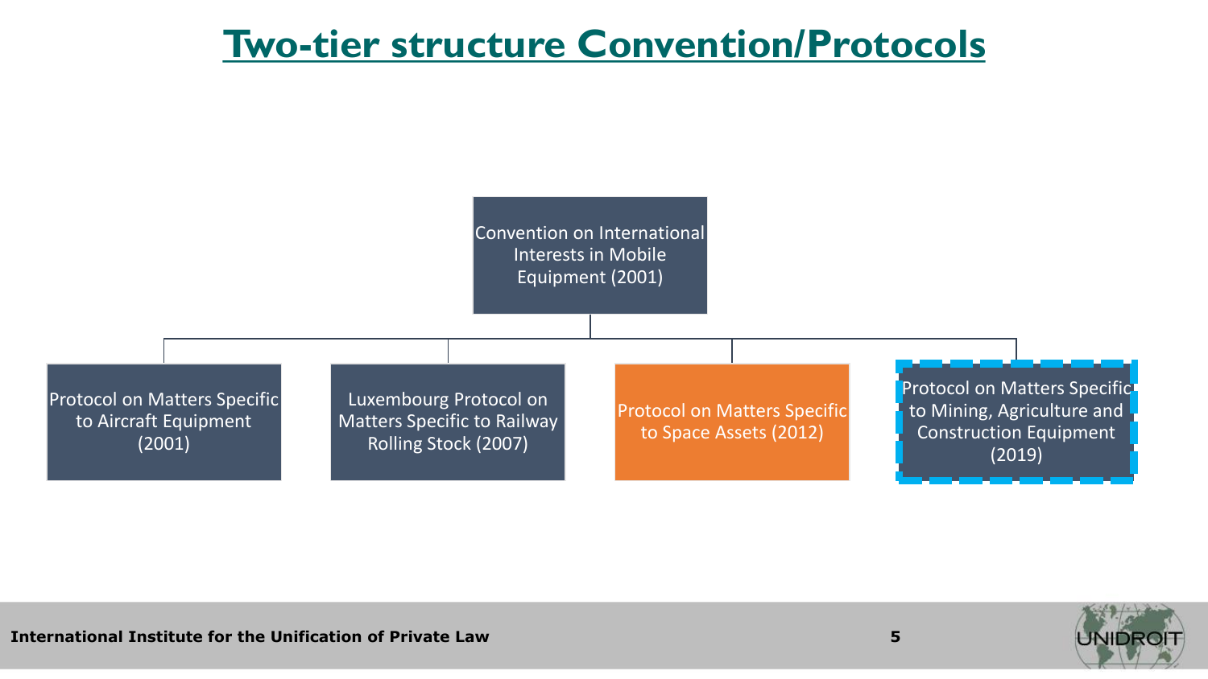# Two-tier structure Convention/Protocols

Convention on International Interests in Mobile Equipment (2001)

- Protocol on Matters Specific to Aircraft Equipment (2001)
- Luxembourg Protocol on Matters Specific to Railway Rolling Stock (2007)
- Protocol on Matters Specific to Space Assets (2012)
- Protocol on Matters Specific to Mining, Agriculture and Construction Equipment (2019)

International Institute for the Unification of Private Law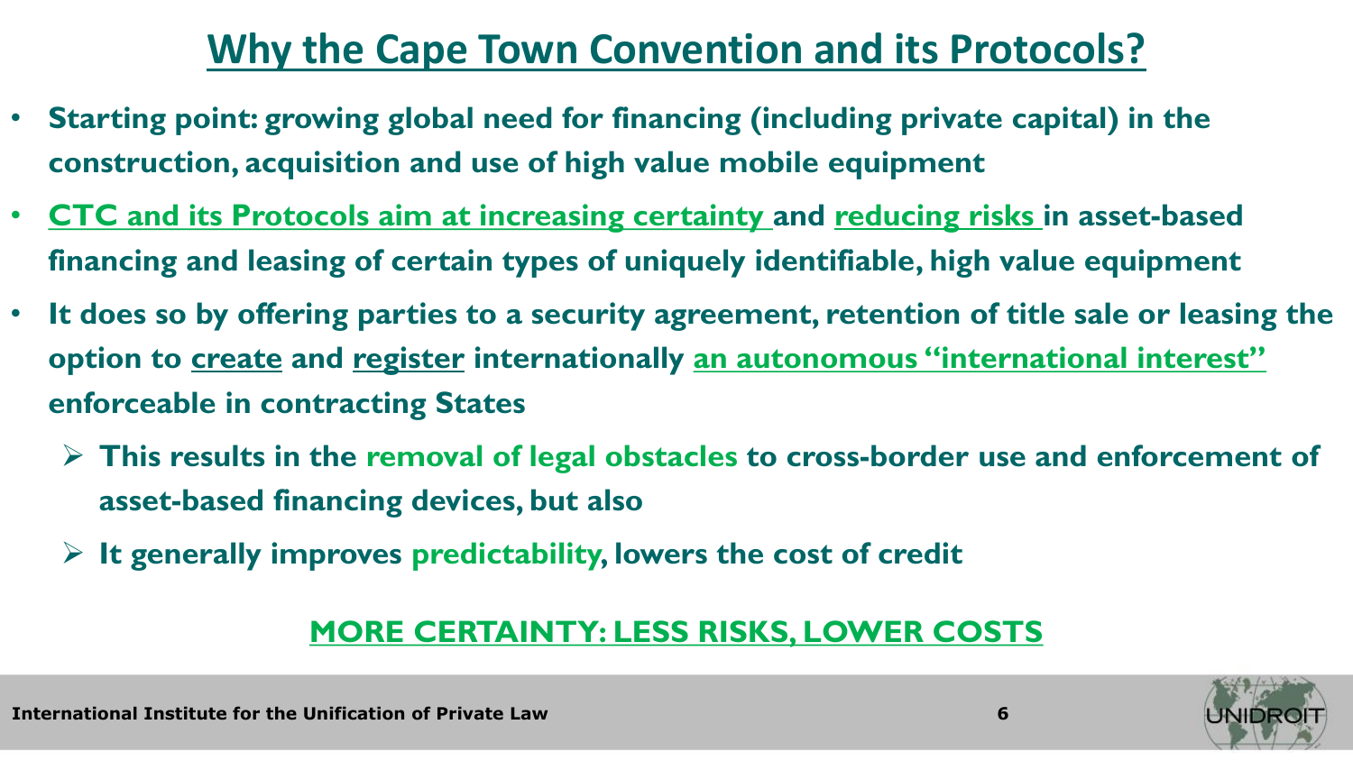# Why the Cape Town Convention and its Protocols?

- **Starting point: growing global need for financing (including private capital) in the construction, acquisition and use of high value mobile equipment**
- **CTC and its Protocols aim at increasing certainty and reducing risks in asset-based financing and leasing of certain types of uniquely identifiable, high value equipment**
- **It does so by offering parties to a security agreement, retention of title sale or leasing the option to create and register internationally an autonomous "international interest" enforceable in contracting States**
  - **This results in the removal of legal obstacles to cross-border use and enforcement of asset-based financing devices, but also**
  - **It generally improves predictability, lowers the cost of credit**

**MORE CERTAINTY: LESS RISKS, LOWER COSTS**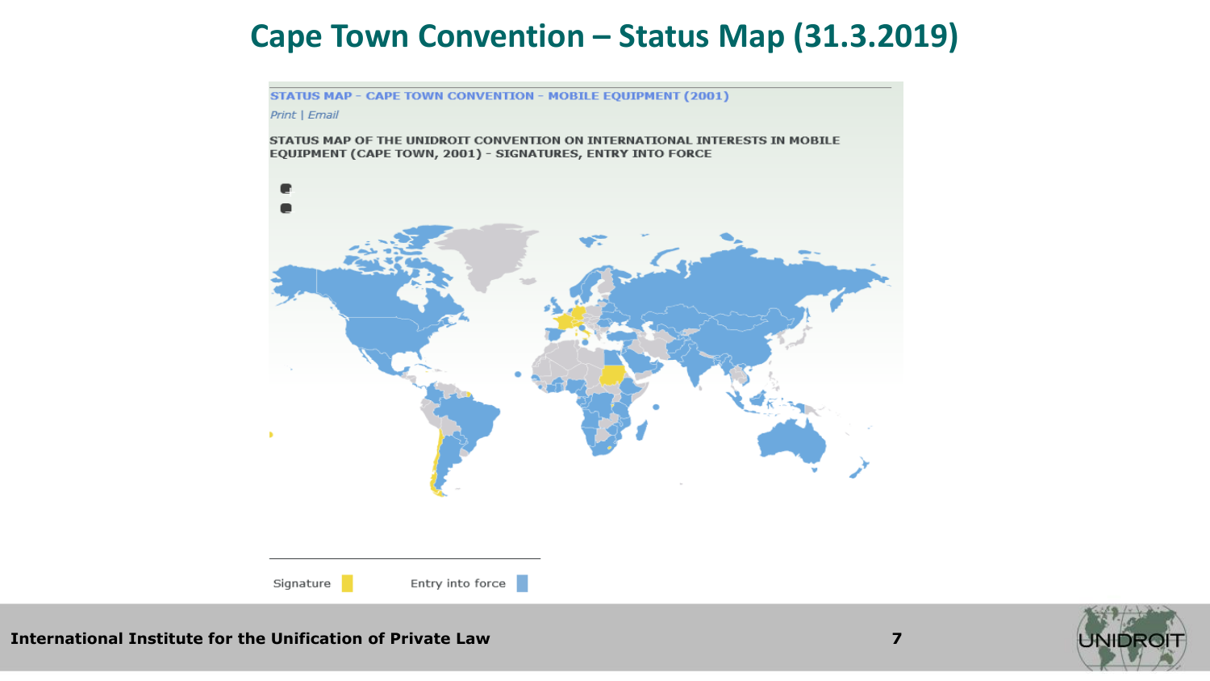# Cape Town Convention – Status Map (31.3.2019)

STATUS MAP - CAPE TOWN CONVENTION - MOBILE EQUIPMENT (2001)

*Print | Email*

STATUS MAP OF THE UNIDROIT CONVENTION ON INTERNATIONAL INTERESTS IN MOBILE EQUIPMENT (CAPE TOWN, 2001) - SIGNATURES, ENTRY INTO FORCE

Signature | Entry into force

**International Institute for the Unification of Private Law**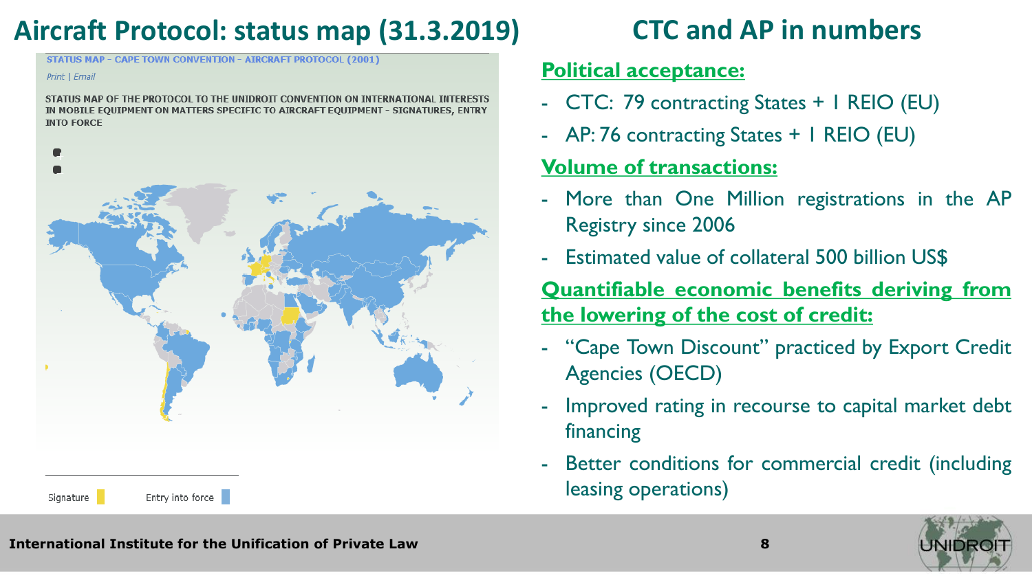# Aircraft Protocol: status map (31.3.2019)

STATUS MAP - CAPE TOWN CONVENTION - AIRCRAFT PROTOCOL (2001)

Print | Email

STATUS MAP OF THE PROTOCOL TO THE UNIDROIT CONVENTION ON INTERNATIONAL INTERESTS IN MOBILE EQUIPMENT ON MATTERS SPECIFIC TO AIRCRAFT EQUIPMENT - SIGNATURES, ENTRY INTO FORCE

Signature | Entry into force

# CTC and AP in numbers

**Political acceptance:**

- CTC: 79 contracting States + 1 REIO (EU)
- AP: 76 contracting States + 1 REIO (EU)

**Volume of transactions:**

- More than One Million registrations in the AP Registry since 2006
- Estimated value of collateral 500 billion US$

**Quantifiable economic benefits deriving from the lowering of the cost of credit:**

- "Cape Town Discount" practiced by Export Credit Agencies (OECD)
- Improved rating in recourse to capital market debt financing
- Better conditions for commercial credit (including leasing operations)

International Institute for the Unification of Private Law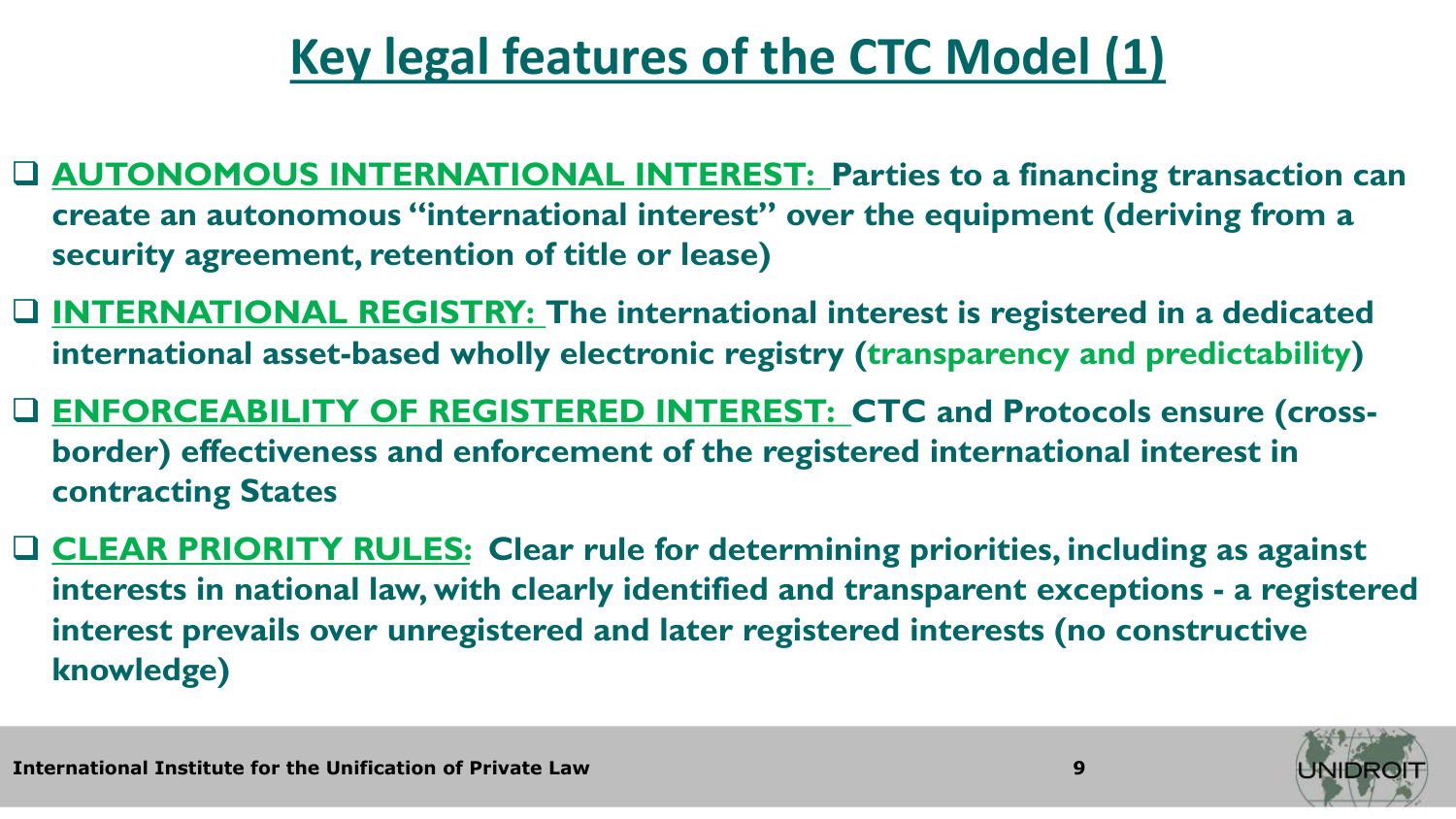# Key legal features of the CTC Model (1)

- **AUTONOMOUS INTERNATIONAL INTEREST: Parties to a financing transaction can create an autonomous "international interest" over the equipment (deriving from a security agreement, retention of title or lease)**
- **INTERNATIONAL REGISTRY: The international interest is registered in a dedicated international asset-based wholly electronic registry (transparency and predictability)**
- **ENFORCEABILITY OF REGISTERED INTEREST: CTC and Protocols ensure (cross-border) effectiveness and enforcement of the registered international interest in contracting States**
- **CLEAR PRIORITY RULES: Clear rule for determining priorities, including as against interests in national law, with clearly identified and transparent exceptions - a registered interest prevails over unregistered and later registered interests (no constructive knowledge)**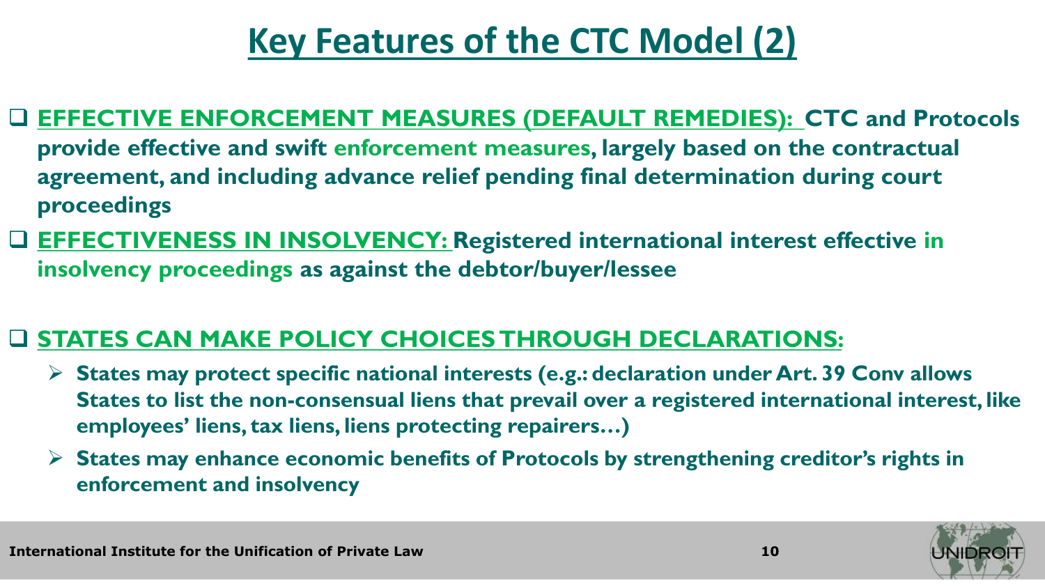# Key Features of the CTC Model (2)

- **EFFECTIVE ENFORCEMENT MEASURES (DEFAULT REMEDIES): CTC and Protocols provide effective and swift enforcement measures, largely based on the contractual agreement, and including advance relief pending final determination during court proceedings**
- **EFFECTIVENESS IN INSOLVENCY: Registered international interest effective in insolvency proceedings as against the debtor/buyer/lessee**

- **STATES CAN MAKE POLICY CHOICES THROUGH DECLARATIONS:**
  - **States may protect specific national interests (e.g.: declaration under Art. 39 Conv allows States to list the non-consensual liens that prevail over a registered international interest, like employees' liens, tax liens, liens protecting repairers…)**
  - **States may enhance economic benefits of Protocols by strengthening creditor's rights in enforcement and insolvency**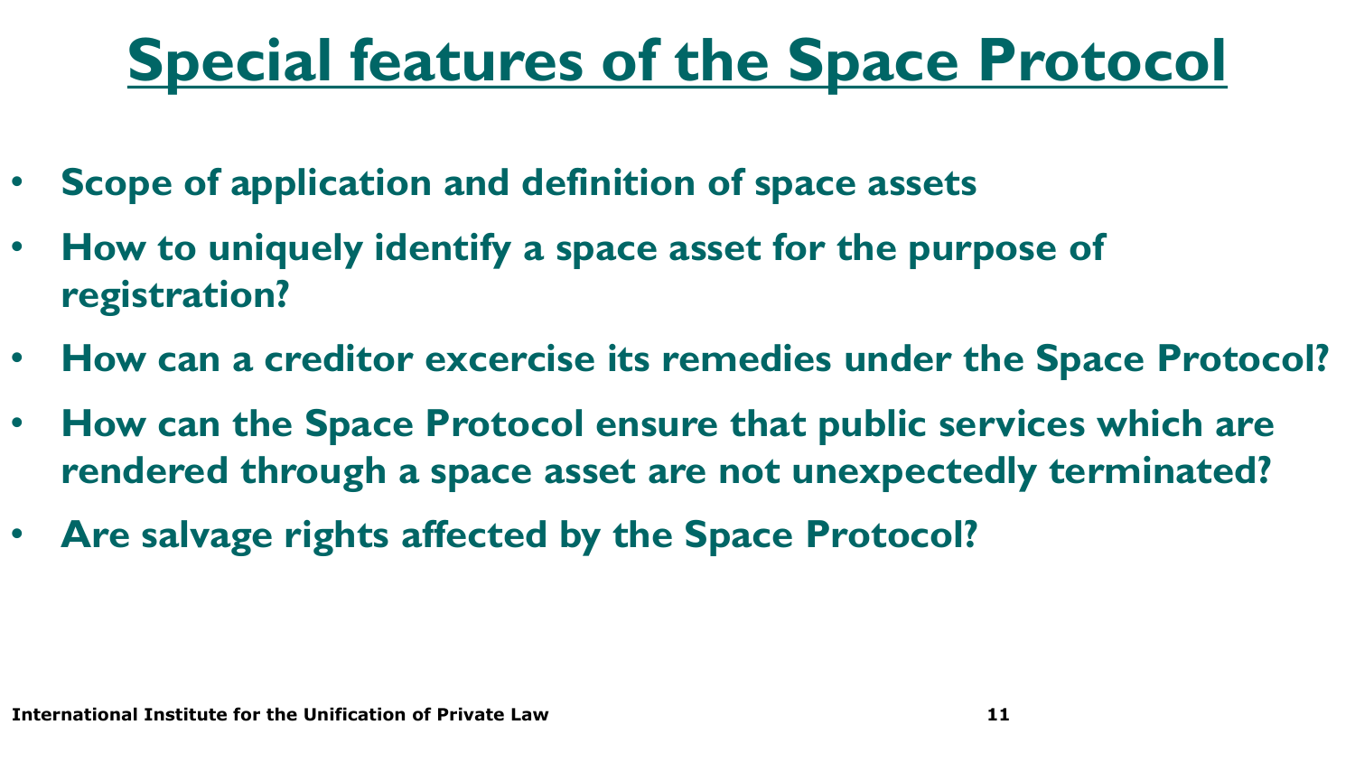# Special features of the Space Protocol

- **Scope of application and definition of space assets**
- **How to uniquely identify a space asset for the purpose of registration?**
- **How can a creditor excercise its remedies under the Space Protocol?**
- **How can the Space Protocol ensure that public services which are rendered through a space asset are not unexpectedly terminated?**
- **Are salvage rights affected by the Space Protocol?**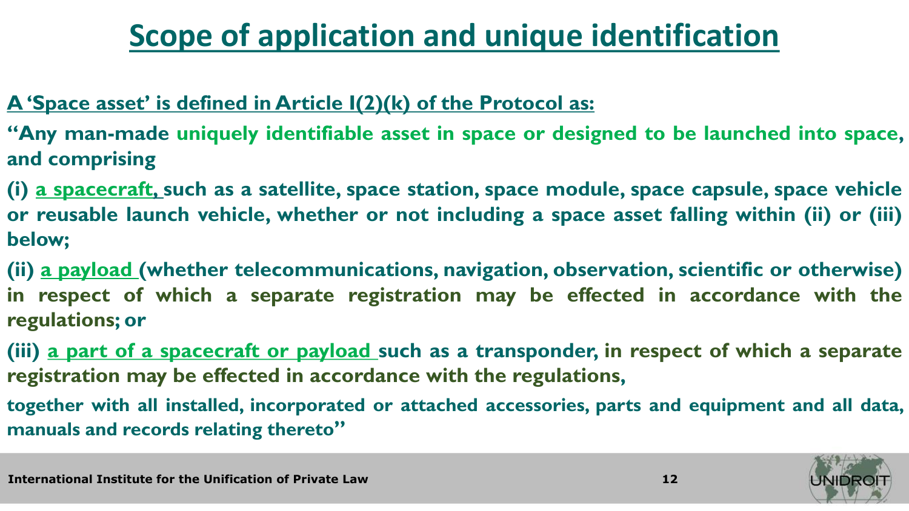# Scope of application and unique identification

**A 'Space asset' is defined in Article I(2)(k) of the Protocol as:**

**"Any man-made uniquely identifiable asset in space or designed to be launched into space, and comprising**

**(i) a spacecraft, such as a satellite, space station, space module, space capsule, space vehicle or reusable launch vehicle, whether or not including a space asset falling within (ii) or (iii) below;**

**(ii) a payload (whether telecommunications, navigation, observation, scientific or otherwise) in respect of which a separate registration may be effected in accordance with the regulations; or**

**(iii) a part of a spacecraft or payload such as a transponder, in respect of which a separate registration may be effected in accordance with the regulations,**

**together with all installed, incorporated or attached accessories, parts and equipment and all data, manuals and records relating thereto"**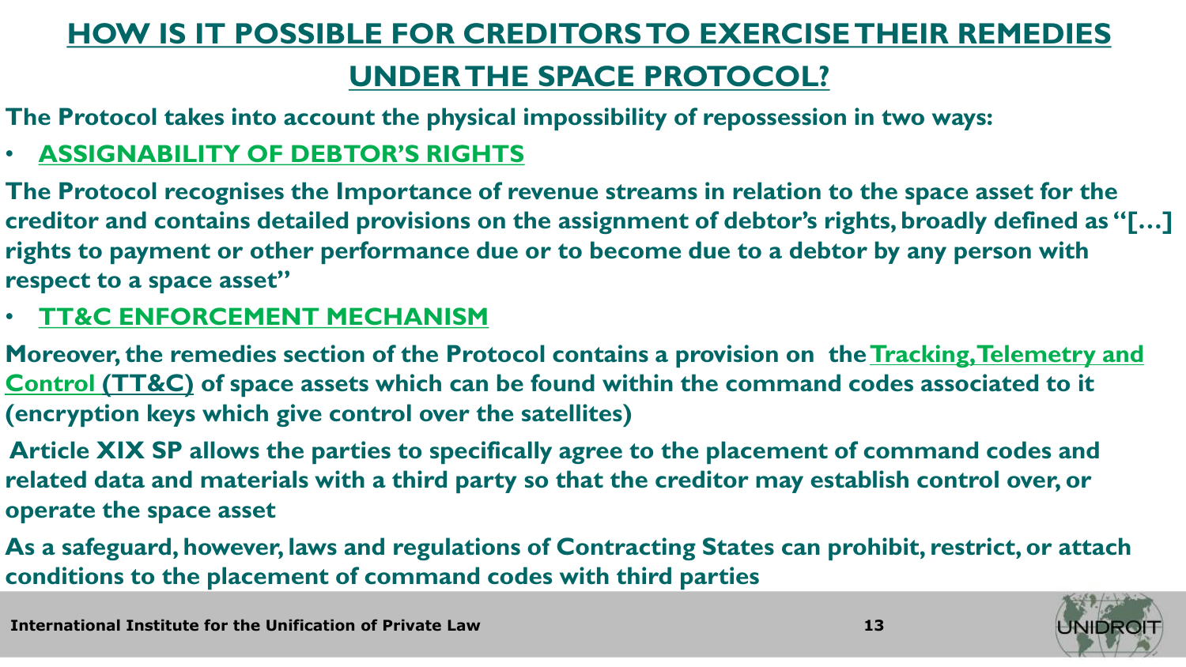# HOW IS IT POSSIBLE FOR CREDITORS TO EXERCISE THEIR REMEDIES UNDER THE SPACE PROTOCOL?

**The Protocol takes into account the physical impossibility of repossession in two ways:**

- **ASSIGNABILITY OF DEBTOR'S RIGHTS**

**The Protocol recognises the Importance of revenue streams in relation to the space asset for the creditor and contains detailed provisions on the assignment of debtor's rights, broadly defined as "[…] rights to payment or other performance due or to become due to a debtor by any person with respect to a space asset"**

- **TT&C ENFORCEMENT MECHANISM**

**Moreover, the remedies section of the Protocol contains a provision on the Tracking, Telemetry and Control (TT&C) of space assets which can be found within the command codes associated to it (encryption keys which give control over the satellites)**

**Article XIX SP allows the parties to specifically agree to the placement of command codes and related data and materials with a third party so that the creditor may establish control over, or operate the space asset**

**As a safeguard, however, laws and regulations of Contracting States can prohibit, restrict, or attach conditions to the placement of command codes with third parties**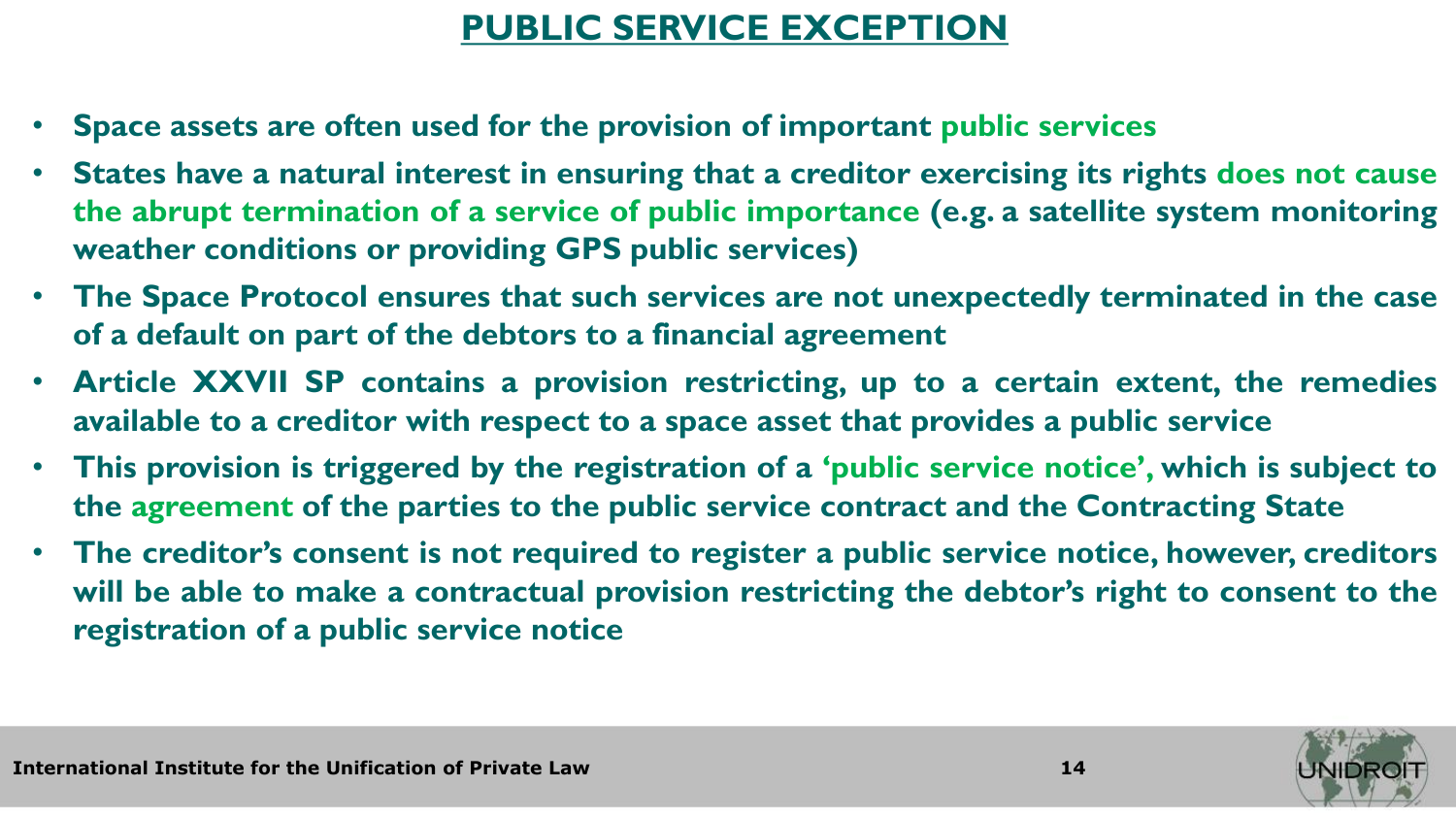# PUBLIC SERVICE EXCEPTION

- **Space assets are often used for the provision of important public services**
- **States have a natural interest in ensuring that a creditor exercising its rights does not cause the abrupt termination of a service of public importance (e.g. a satellite system monitoring weather conditions or providing GPS public services)**
- **The Space Protocol ensures that such services are not unexpectedly terminated in the case of a default on part of the debtors to a financial agreement**
- **Article XXVII SP contains a provision restricting, up to a certain extent, the remedies available to a creditor with respect to a space asset that provides a public service**
- **This provision is triggered by the registration of a 'public service notice', which is subject to the agreement of the parties to the public service contract and the Contracting State**
- **The creditor's consent is not required to register a public service notice, however, creditors will be able to make a contractual provision restricting the debtor's right to consent to the registration of a public service notice**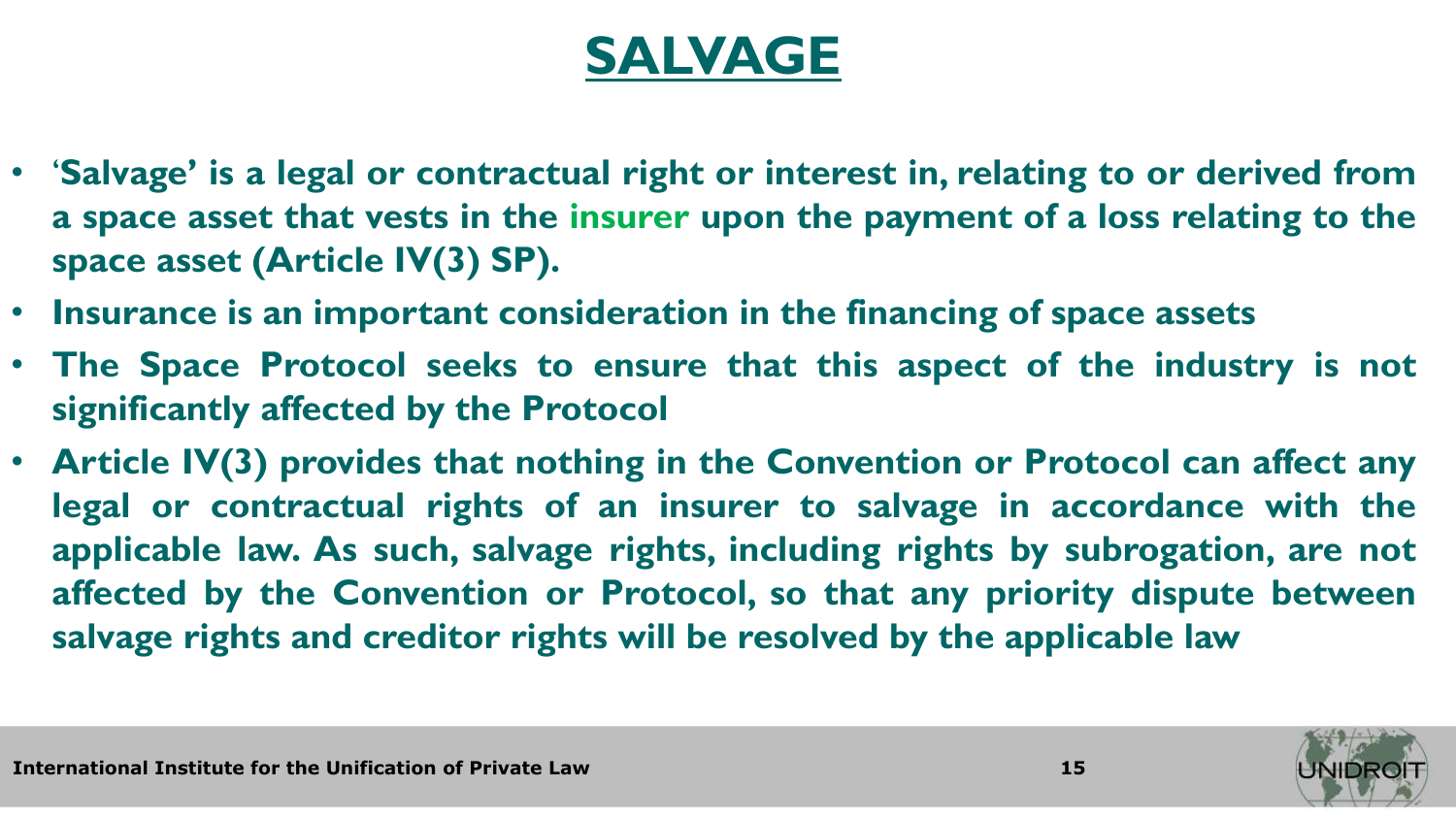# SALVAGE

- **'Salvage' is a legal or contractual right or interest in, relating to or derived from a space asset that vests in the insurer upon the payment of a loss relating to the space asset (Article IV(3) SP).**
- **Insurance is an important consideration in the financing of space assets**
- **The Space Protocol seeks to ensure that this aspect of the industry is not significantly affected by the Protocol**
- **Article IV(3) provides that nothing in the Convention or Protocol can affect any legal or contractual rights of an insurer to salvage in accordance with the applicable law. As such, salvage rights, including rights by subrogation, are not affected by the Convention or Protocol, so that any priority dispute between salvage rights and creditor rights will be resolved by the applicable law**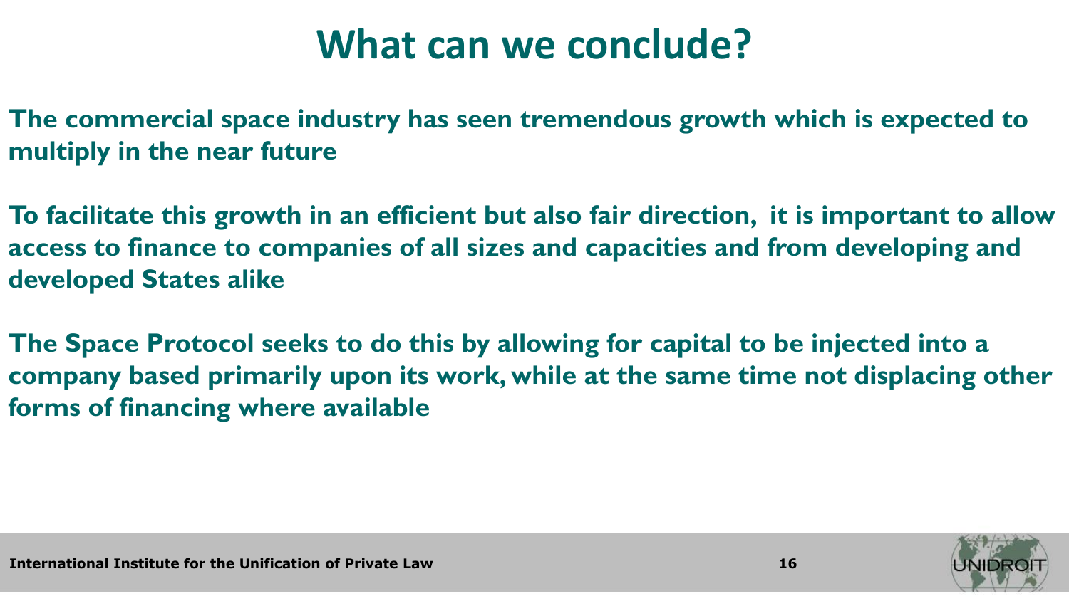# What can we conclude?

**The commercial space industry has seen tremendous growth which is expected to multiply in the near future**

**To facilitate this growth in an efficient but also fair direction, it is important to allow access to finance to companies of all sizes and capacities and from developing and developed States alike**

**The Space Protocol seeks to do this by allowing for capital to be injected into a company based primarily upon its work, while at the same time not displacing other forms of financing where available**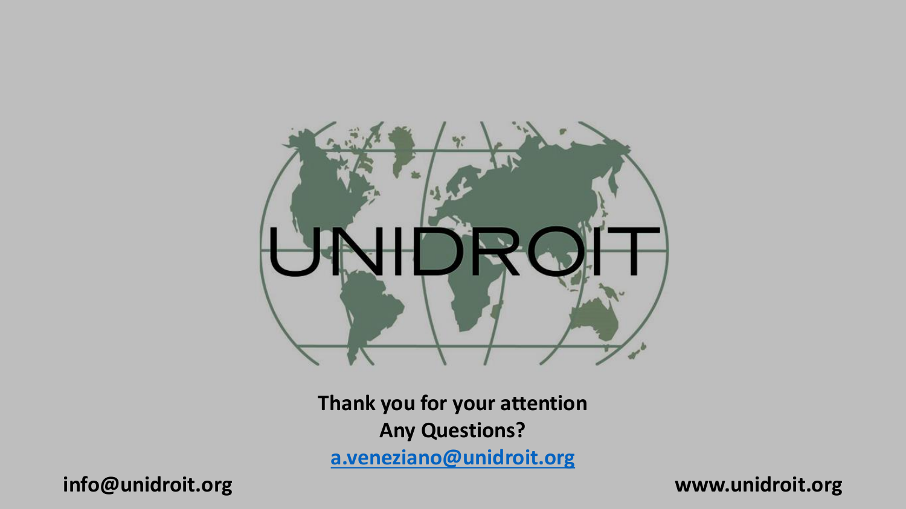UNIDROIT

**Thank you for your attention**

**Any Questions?**

**a.veneziano@unidroit.org**

**info@unidroit.org**

**www.unidroit.org**